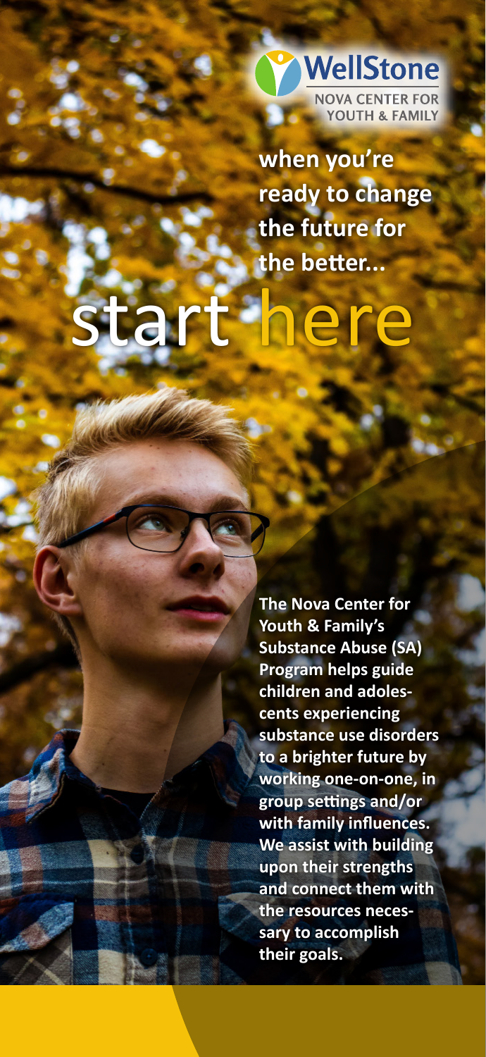WellStone

NOVA CENTER FOR YOUTH & FAMILY

**when you're ready to change the future for the better...**

# start here

**The Nova Center for Youth & Family's Substance Abuse (SA) Program helps guide children and adolescents experiencing substance use disorders to a brighter future by working one-on-one, in group settings and/or with family influences. We assist with building upon their strengths and connect them with the resources necessary to accomplish their goals.**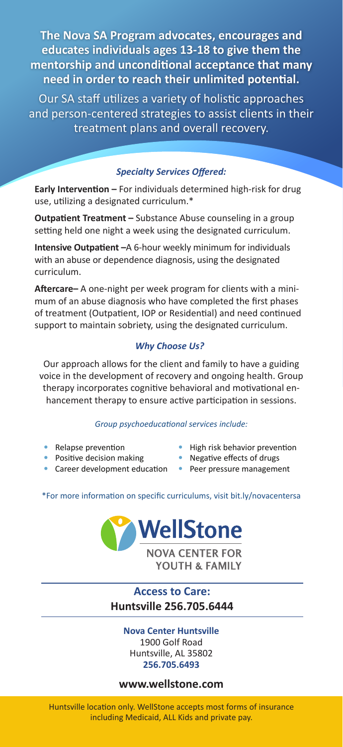**The Nova SA Program advocates, encourages and educates individuals ages 13-18 to give them the mentorship and unconditional acceptance that many need in order to reach their unlimited potential.**

Our SA staff utilizes a variety of holistic approaches and person-centered strategies to assist clients in their treatment plans and overall recovery.

### *Specialty Services Offered:*

**Early Intervention –** For individuals determined high-risk for drug use, utilizing a designated curriculum.*

**Outpatient Treatment –** Substance Abuse counseling in a group setting held one night a week using the designated curriculum.

**Intensive Outpatient –**A 6-hour weekly minimum for individuals with an abuse or dependence diagnosis, using the designated curriculum.

**Aftercare–** A one-night per week program for clients with a minimum of an abuse diagnosis who have completed the first phases of treatment (Outpatient, IOP or Residential) and need continued support to maintain sobriety, using the designated curriculum.

### *Why Choose Us?*

Our approach allows for the client and family to have a guiding voice in the development of recovery and ongoing health. Group therapy incorporates cognitive behavioral and motivational enhancement therapy to ensure active participation in sessions.

*Group psychoeducational services include:*

- Relapse prevention
- Positive decision making
- Career development education
- High risk behavior prevention
- Negative effects of drugs
- Peer pressure management

*For more information on specific curriculums, visit bit.ly/novacentersa

WellStone
NOVA CENTER FOR YOUTH & FAMILY

## Access to Care:
**Huntsville 256.705.6444**

**Nova Center Huntsville**
1900 Golf Road
Huntsville, AL 35802
**256.705.6493**

**www.wellstone.com**

Huntsville location only. WellStone accepts most forms of insurance including Medicaid, ALL Kids and private pay.